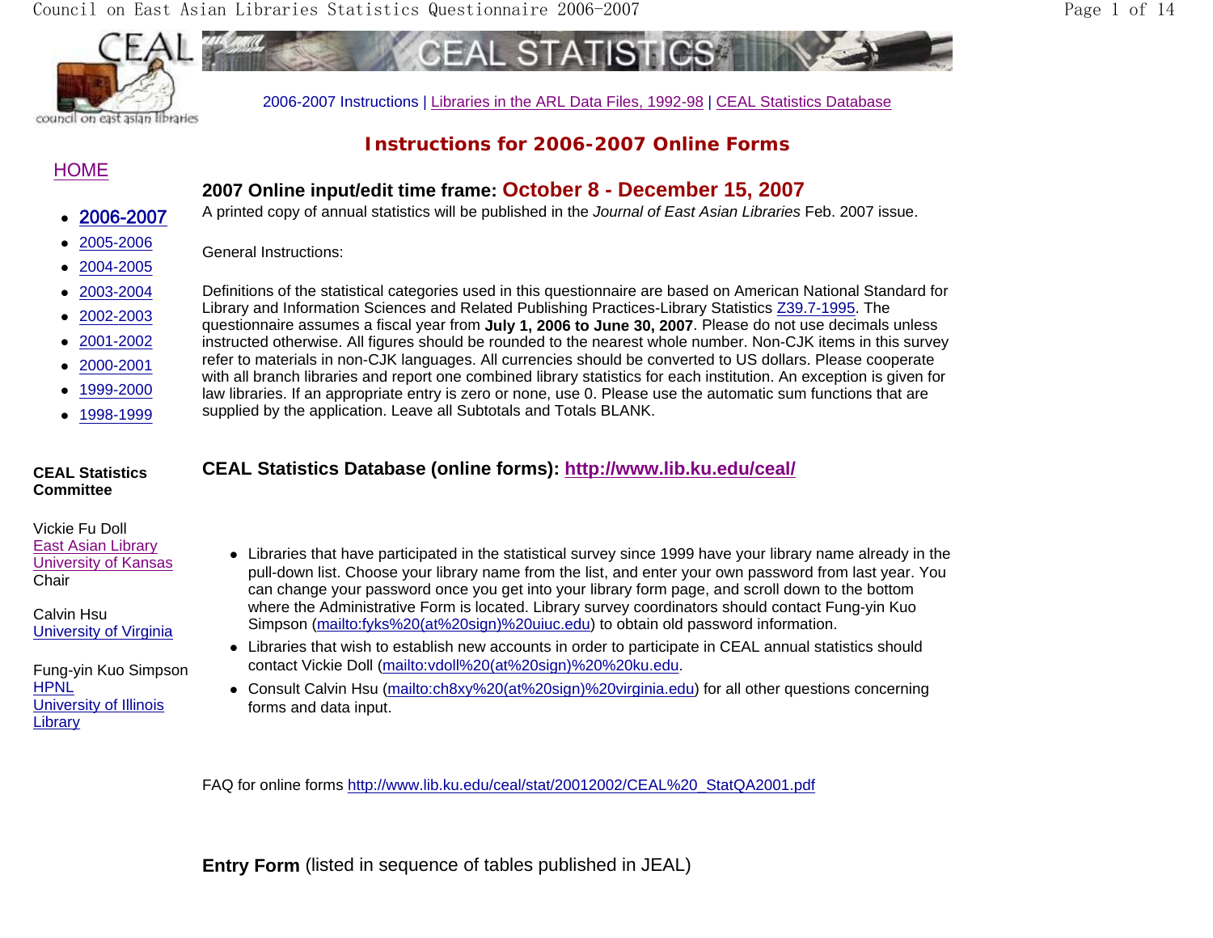2006-2007 Instructions | Libraries in the ARL Data Files, 1992-98 | CEAL Statistics Database

# Instructions for 2006-2007 Online Forms

HOME

- **2006-2007**
- 2005-2006
- 2004-2005
- 2003-2004
- 2002-2003
- 2001-2002
- 2000-2001
- 1999-2000
- 1998-1999

**CEAL Statistics Committee**

Vickie Fu Doll
East Asian Library
University of Kansas
Chair

Calvin Hsu
University of Virginia

Fung-yin Kuo Simpson
HPNL
University of Illinois Library

## 2007 Online input/edit time frame: October 8 - December 15, 2007

A printed copy of annual statistics will be published in the *Journal of East Asian Libraries* Feb. 2007 issue.

General Instructions:

Definitions of the statistical categories used in this questionnaire are based on American National Standard for Library and Information Sciences and Related Publishing Practices-Library Statistics Z39.7-1995. The questionnaire assumes a fiscal year from **July 1, 2006 to June 30, 2007**. Please do not use decimals unless instructed otherwise. All figures should be rounded to the nearest whole number. Non-CJK items in this survey refer to materials in non-CJK languages. All currencies should be converted to US dollars. Please cooperate with all branch libraries and report one combined library statistics for each institution. An exception is given for law libraries. If an appropriate entry is zero or none, use 0. Please use the automatic sum functions that are supplied by the application. Leave all Subtotals and Totals BLANK.

## CEAL Statistics Database (online forms): http://www.lib.ku.edu/ceal/

- Libraries that have participated in the statistical survey since 1999 have your library name already in the pull-down list. Choose your library name from the list, and enter your own password from last year. You can change your password once you get into your library form page, and scroll down to the bottom where the Administrative Form is located. Library survey coordinators should contact Fung-yin Kuo Simpson (mailto:fyks%20(at%20sign)%20uiuc.edu) to obtain old password information.
- Libraries that wish to establish new accounts in order to participate in CEAL annual statistics should contact Vickie Doll (mailto:vdoll%20(at%20sign)%20%20ku.edu.
- Consult Calvin Hsu (mailto:ch8xy%20(at%20sign)%20virginia.edu) for all other questions concerning forms and data input.

FAQ for online forms http://www.lib.ku.edu/ceal/stat/20012002/CEAL%20_StatQA2001.pdf

**Entry Form** (listed in sequence of tables published in JEAL)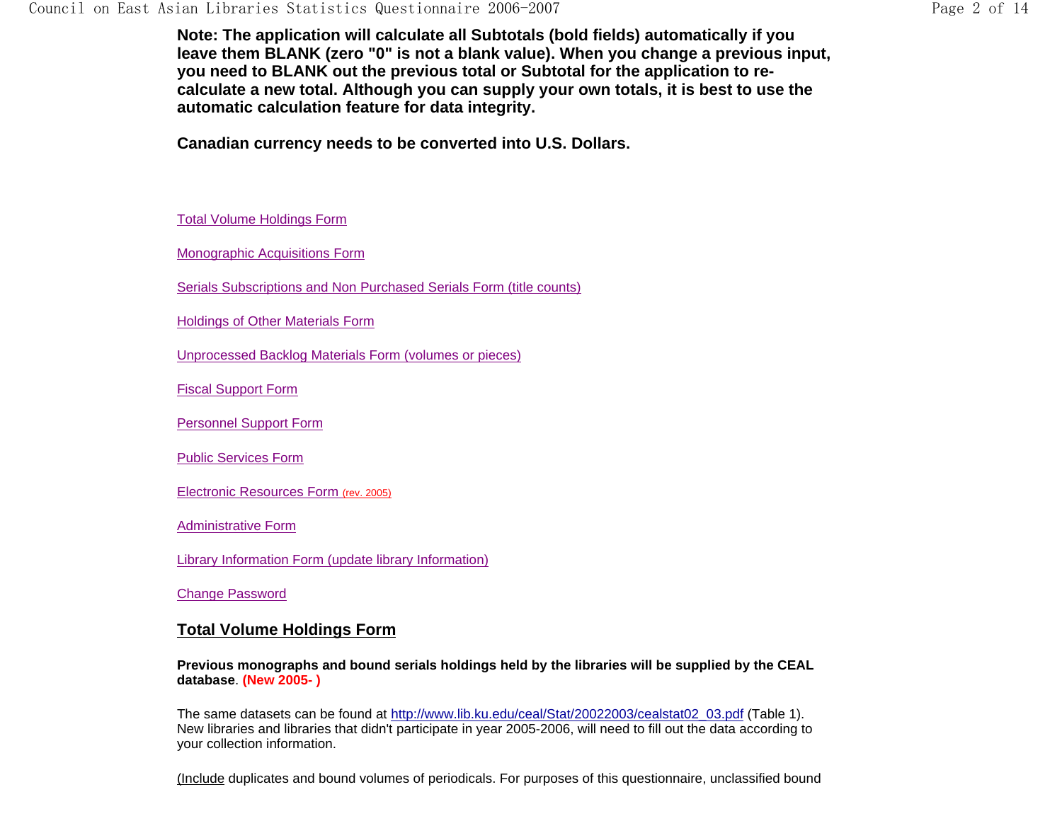**Note: The application will calculate all Subtotals (bold fields) automatically if you leave them BLANK (zero "0" is not a blank value). When you change a previous input, you need to BLANK out the previous total or Subtotal for the application to re-calculate a new total. Although you can supply your own totals, it is best to use the automatic calculation feature for data integrity.**

**Canadian currency needs to be converted into U.S. Dollars.**

Total Volume Holdings Form

Monographic Acquisitions Form

Serials Subscriptions and Non Purchased Serials Form (title counts)

Holdings of Other Materials Form

Unprocessed Backlog Materials Form (volumes or pieces)

Fiscal Support Form

Personnel Support Form

Public Services Form

Electronic Resources Form (rev. 2005)

Administrative Form

Library Information Form (update library Information)

Change Password

## Total Volume Holdings Form

**Previous monographs and bound serials holdings held by the libraries will be supplied by the CEAL database**. **(New 2005- )**

The same datasets can be found at http://www.lib.ku.edu/ceal/Stat/20022003/cealstat02_03.pdf (Table 1). New libraries and libraries that didn't participate in year 2005-2006, will need to fill out the data according to your collection information.

(Include duplicates and bound volumes of periodicals. For purposes of this questionnaire, unclassified bound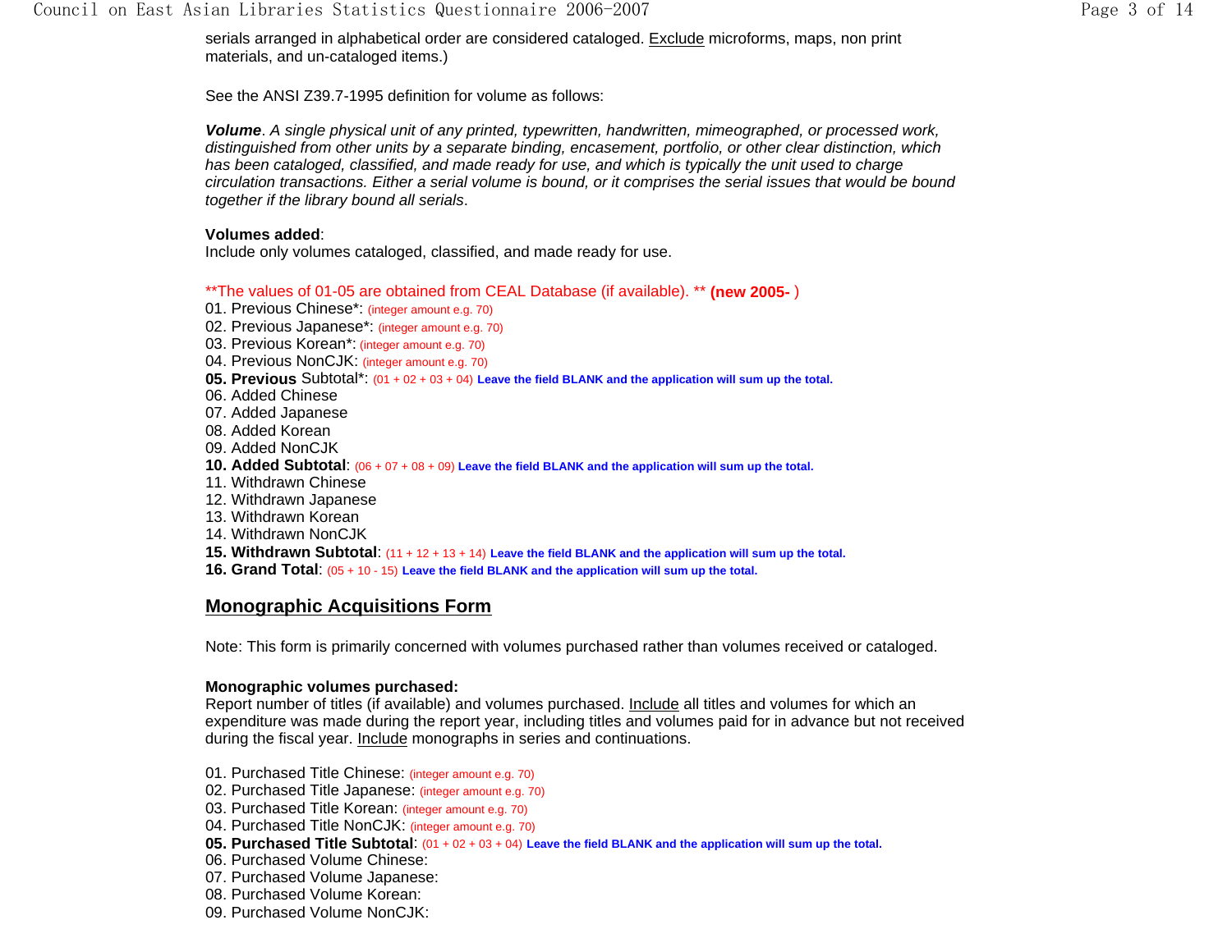serials arranged in alphabetical order are considered cataloged. Exclude microforms, maps, non print materials, and un-cataloged items.)

See the ANSI Z39.7-1995 definition for volume as follows:

***Volume**. A single physical unit of any printed, typewritten, handwritten, mimeographed, or processed work, distinguished from other units by a separate binding, encasement, portfolio, or other clear distinction, which has been cataloged, classified, and made ready for use, and which is typically the unit used to charge circulation transactions. Either a serial volume is bound, or it comprises the serial issues that would be bound together if the library bound all serials*.

**Volumes added**:
Include only volumes cataloged, classified, and made ready for use.

**The values of 01-05 are obtained from CEAL Database (if available). ** **(new 2005-** )
01. Previous Chinese*: (integer amount e.g. 70)
02. Previous Japanese*: (integer amount e.g. 70)
03. Previous Korean*: (integer amount e.g. 70)
04. Previous NonCJK: (integer amount e.g. 70)
**05. Previous** Subtotal*: (01 + 02 + 03 + 04) **Leave the field BLANK and the application will sum up the total.**
06. Added Chinese
07. Added Japanese
08. Added Korean
09. Added NonCJK
**10. Added Subtotal**: (06 + 07 + 08 + 09) **Leave the field BLANK and the application will sum up the total.**
11. Withdrawn Chinese
12. Withdrawn Japanese
13. Withdrawn Korean
14. Withdrawn NonCJK
**15. Withdrawn Subtotal**: (11 + 12 + 13 + 14) **Leave the field BLANK and the application will sum up the total.**
**16. Grand Total**: (05 + 10 - 15) **Leave the field BLANK and the application will sum up the total.**

## Monographic Acquisitions Form

Note: This form is primarily concerned with volumes purchased rather than volumes received or cataloged.

**Monographic volumes purchased:**
Report number of titles (if available) and volumes purchased. Include all titles and volumes for which an expenditure was made during the report year, including titles and volumes paid for in advance but not received during the fiscal year. Include monographs in series and continuations.

01. Purchased Title Chinese: (integer amount e.g. 70)
02. Purchased Title Japanese: (integer amount e.g. 70)
03. Purchased Title Korean: (integer amount e.g. 70)
04. Purchased Title NonCJK: (integer amount e.g. 70)
**05. Purchased Title Subtotal**: (01 + 02 + 03 + 04) **Leave the field BLANK and the application will sum up the total.**
06. Purchased Volume Chinese:
07. Purchased Volume Japanese:
08. Purchased Volume Korean:
09. Purchased Volume NonCJK: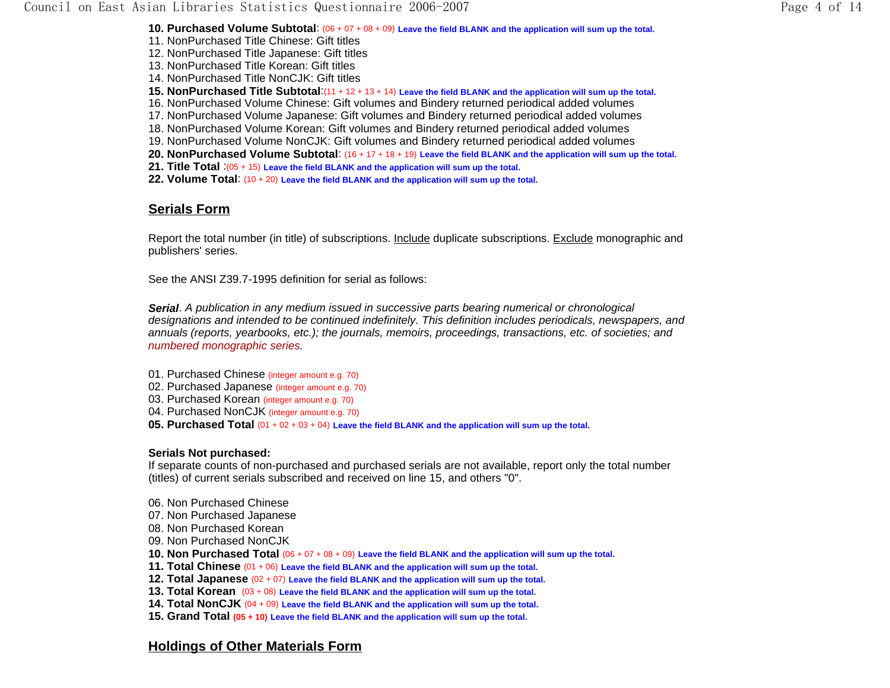**10. Purchased Volume Subtotal**: (06 + 07 + 08 + 09) **Leave the field BLANK and the application will sum up the total.**
11. NonPurchased Title Chinese: Gift titles
12. NonPurchased Title Japanese: Gift titles
13. NonPurchased Title Korean: Gift titles
14. NonPurchased Title NonCJK: Gift titles
**15. NonPurchased Title Subtotal**:(11 + 12 + 13 + 14) **Leave the field BLANK and the application will sum up the total.**
16. NonPurchased Volume Chinese: Gift volumes and Bindery returned periodical added volumes
17. NonPurchased Volume Japanese: Gift volumes and Bindery returned periodical added volumes
18. NonPurchased Volume Korean: Gift volumes and Bindery returned periodical added volumes
19. NonPurchased Volume NonCJK: Gift volumes and Bindery returned periodical added volumes
**20. NonPurchased Volume Subtotal**: (16 + 17 + 18 + 19) **Leave the field BLANK and the application will sum up the total.**
**21. Title Total** :(05 + 15) **Leave the field BLANK and the application will sum up the total.**
**22. Volume Total**: (10 + 20) **Leave the field BLANK and the application will sum up the total.**

## Serials Form

Report the total number (in title) of subscriptions. Include duplicate subscriptions. Exclude monographic and publishers' series.

See the ANSI Z39.7-1995 definition for serial as follows:

***Serial***. *A publication in any medium issued in successive parts bearing numerical or chronological designations and intended to be continued indefinitely. This definition includes periodicals, newspapers, and annuals (reports, yearbooks, etc.); the journals, memoirs, proceedings, transactions, etc. of societies; and numbered monographic series.*

01. Purchased Chinese (integer amount e.g. 70)
02. Purchased Japanese (integer amount e.g. 70)
03. Purchased Korean (integer amount e.g. 70)
04. Purchased NonCJK (integer amount e.g. 70)
**05. Purchased Total** (01 + 02 + 03 + 04) **Leave the field BLANK and the application will sum up the total.**

**Serials Not purchased:**
If separate counts of non-purchased and purchased serials are not available, report only the total number (titles) of current serials subscribed and received on line 15, and others "0".

06. Non Purchased Chinese
07. Non Purchased Japanese
08. Non Purchased Korean
09. Non Purchased NonCJK
**10. Non Purchased Total** (06 + 07 + 08 + 09) **Leave the field BLANK and the application will sum up the total.**
**11. Total Chinese** (01 + 06) **Leave the field BLANK and the application will sum up the total.**
**12. Total Japanese** (02 + 07) **Leave the field BLANK and the application will sum up the total.**
**13. Total Korean** (03 + 08) **Leave the field BLANK and the application will sum up the total.**
**14. Total NonCJK** (04 + 09) **Leave the field BLANK and the application will sum up the total.**
**15. Grand Total** **(05 + 10)** **Leave the field BLANK and the application will sum up the total.**

## Holdings of Other Materials Form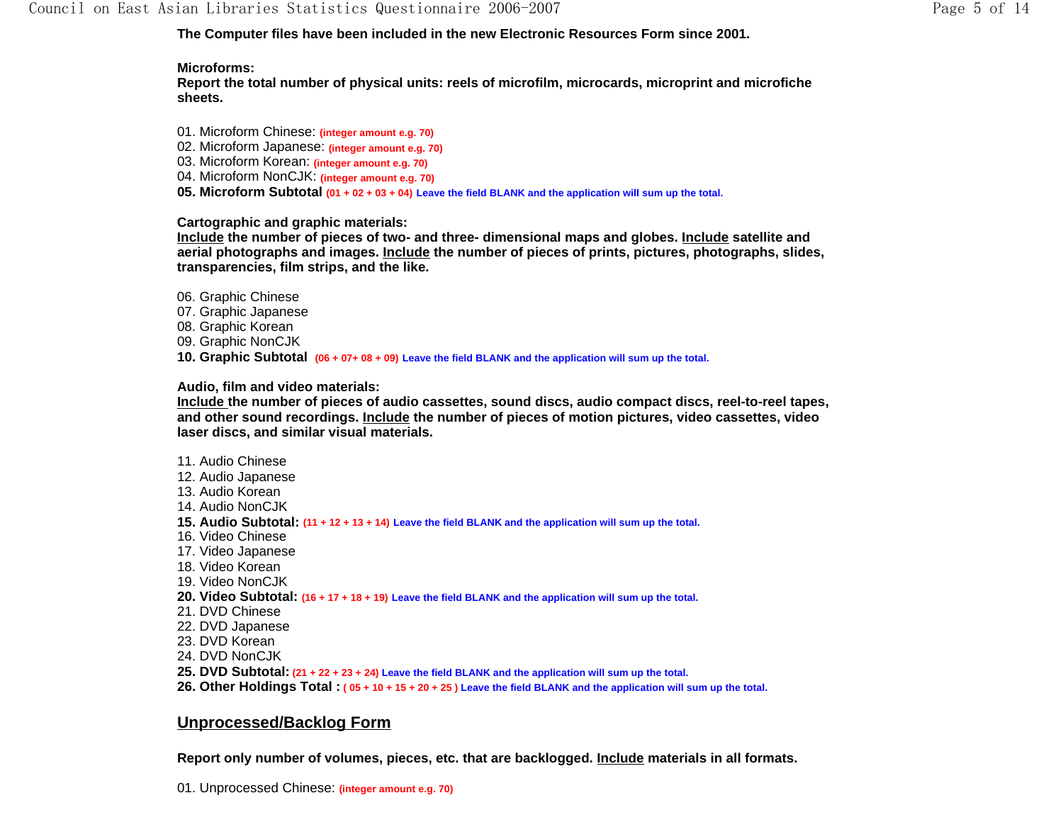**The Computer files have been included in the new Electronic Resources Form since 2001.**

**Microforms:**
**Report the total number of physical units: reels of microfilm, microcards, microprint and microfiche sheets.**

01. Microform Chinese: **(integer amount e.g. 70)**
02. Microform Japanese: **(integer amount e.g. 70)**
03. Microform Korean: **(integer amount e.g. 70)**
04. Microform NonCJK: **(integer amount e.g. 70)**
**05. Microform Subtotal (01 + 02 + 03 + 04) Leave the field BLANK and the application will sum up the total.**

**Cartographic and graphic materials:**
**Include the number of pieces of two- and three- dimensional maps and globes. Include satellite and aerial photographs and images. Include the number of pieces of prints, pictures, photographs, slides, transparencies, film strips, and the like.**

06. Graphic Chinese
07. Graphic Japanese
08. Graphic Korean
09. Graphic NonCJK
**10. Graphic Subtotal (06 + 07+ 08 + 09) Leave the field BLANK and the application will sum up the total.**

**Audio, film and video materials:**
**Include the number of pieces of audio cassettes, sound discs, audio compact discs, reel-to-reel tapes, and other sound recordings. Include the number of pieces of motion pictures, video cassettes, video laser discs, and similar visual materials.**

11. Audio Chinese
12. Audio Japanese
13. Audio Korean
14. Audio NonCJK
**15. Audio Subtotal: (11 + 12 + 13 + 14) Leave the field BLANK and the application will sum up the total.**
16. Video Chinese
17. Video Japanese
18. Video Korean
19. Video NonCJK
**20. Video Subtotal: (16 + 17 + 18 + 19) Leave the field BLANK and the application will sum up the total.**
21. DVD Chinese
22. DVD Japanese
23. DVD Korean
24. DVD NonCJK
**25. DVD Subtotal: (21 + 22 + 23 + 24) Leave the field BLANK and the application will sum up the total.**
**26. Other Holdings Total : ( 05 + 10 + 15 + 20 + 25 ) Leave the field BLANK and the application will sum up the total.**

## Unprocessed/Backlog Form

**Report only number of volumes, pieces, etc. that are backlogged. Include materials in all formats.**

01. Unprocessed Chinese: **(integer amount e.g. 70)**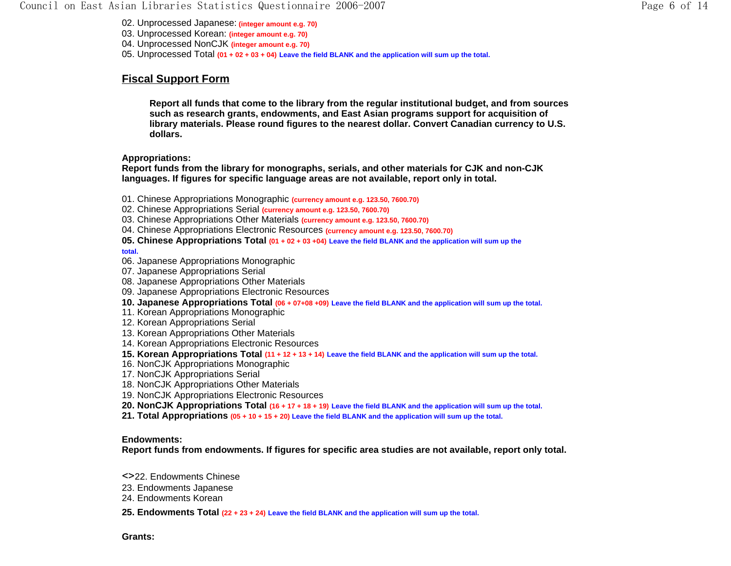02. Unprocessed Japanese: **(integer amount e.g. 70)**
03. Unprocessed Korean: **(integer amount e.g. 70)**
04. Unprocessed NonCJK **(integer amount e.g. 70)**
05. Unprocessed Total **(01 + 02 + 03 + 04) Leave the field BLANK and the application will sum up the total.**

## Fiscal Support Form

> **Report all funds that come to the library from the regular institutional budget, and from sources such as research grants, endowments, and East Asian programs support for acquisition of library materials. Please round figures to the nearest dollar. Convert Canadian currency to U.S. dollars.**

**Appropriations:**
**Report funds from the library for monographs, serials, and other materials for CJK and non-CJK languages. If figures for specific language areas are not available, report only in total.**

01. Chinese Appropriations Monographic **(currency amount e.g. 123.50, 7600.70)**
02. Chinese Appropriations Serial **(currency amount e.g. 123.50, 7600.70)**
03. Chinese Appropriations Other Materials **(currency amount e.g. 123.50, 7600.70)**
04. Chinese Appropriations Electronic Resources **(currency amount e.g. 123.50, 7600.70)**
**05. Chinese Appropriations Total (01 + 02 + 03 +04) Leave the field BLANK and the application will sum up the total.**
06. Japanese Appropriations Monographic
07. Japanese Appropriations Serial
08. Japanese Appropriations Other Materials
09. Japanese Appropriations Electronic Resources
**10. Japanese Appropriations Total (06 + 07+08 +09) Leave the field BLANK and the application will sum up the total.**
11. Korean Appropriations Monographic
12. Korean Appropriations Serial
13. Korean Appropriations Other Materials
14. Korean Appropriations Electronic Resources
**15. Korean Appropriations Total (11 + 12 + 13 + 14) Leave the field BLANK and the application will sum up the total.**
16. NonCJK Appropriations Monographic
17. NonCJK Appropriations Serial
18. NonCJK Appropriations Other Materials
19. NonCJK Appropriations Electronic Resources
**20. NonCJK Appropriations Total (16 + 17 + 18 + 19) Leave the field BLANK and the application will sum up the total.**
**21. Total Appropriations (05 + 10 + 15 + 20) Leave the field BLANK and the application will sum up the total.**

**Endowments:**
**Report funds from endowments. If figures for specific area studies are not available, report only total.**

**<>**22. Endowments Chinese
23. Endowments Japanese
24. Endowments Korean

**25. Endowments Total (22 + 23 + 24) Leave the field BLANK and the application will sum up the total.**

**Grants:**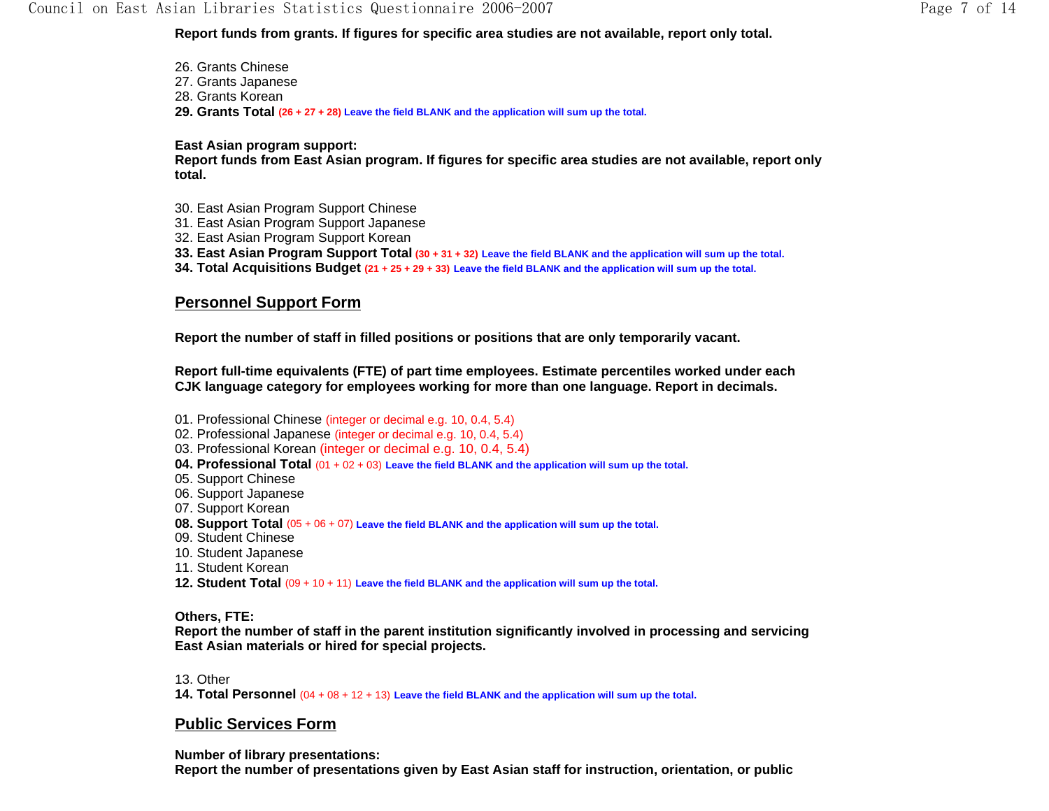**Report funds from grants. If figures for specific area studies are not available, report only total.**

26. Grants Chinese
27. Grants Japanese
28. Grants Korean
29. **Grants Total** (26 + 27 + 28) **Leave the field BLANK and the application will sum up the total.**

**East Asian program support:**
**Report funds from East Asian program. If figures for specific area studies are not available, report only total.**

30. East Asian Program Support Chinese
31. East Asian Program Support Japanese
32. East Asian Program Support Korean
33. **East Asian Program Support Total** (30 + 31 + 32) **Leave the field BLANK and the application will sum up the total.**
34. **Total Acquisitions Budget** (21 + 25 + 29 + 33) **Leave the field BLANK and the application will sum up the total.**

## Personnel Support Form

**Report the number of staff in filled positions or positions that are only temporarily vacant.**

**Report full-time equivalents (FTE) of part time employees. Estimate percentiles worked under each CJK language category for employees working for more than one language. Report in decimals.**

01. Professional Chinese (integer or decimal e.g. 10, 0.4, 5.4)
02. Professional Japanese (integer or decimal e.g. 10, 0.4, 5.4)
03. Professional Korean (integer or decimal e.g. 10, 0.4, 5.4)
04. **Professional Total** (01 + 02 + 03) **Leave the field BLANK and the application will sum up the total.**
05. Support Chinese
06. Support Japanese
07. Support Korean
08. **Support Total** (05 + 06 + 07) **Leave the field BLANK and the application will sum up the total.**
09. Student Chinese
10. Student Japanese
11. Student Korean
12. **Student Total** (09 + 10 + 11) **Leave the field BLANK and the application will sum up the total.**

**Others, FTE:**
**Report the number of staff in the parent institution significantly involved in processing and servicing East Asian materials or hired for special projects.**

13. Other
14. **Total Personnel** (04 + 08 + 12 + 13) **Leave the field BLANK and the application will sum up the total.**

## Public Services Form

**Number of library presentations:**
**Report the number of presentations given by East Asian staff for instruction, orientation, or public**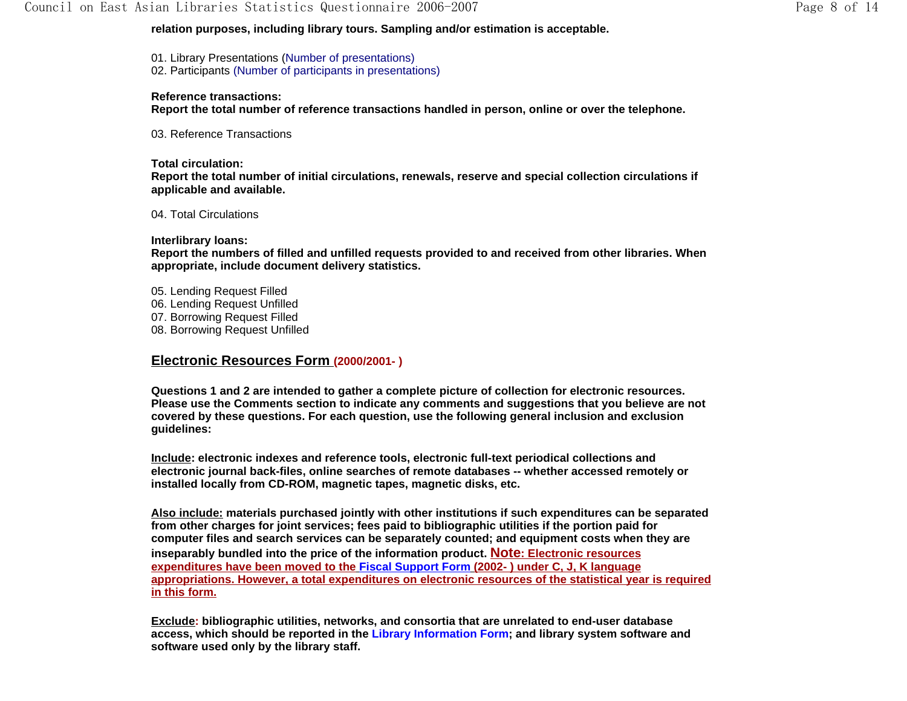**relation purposes, including library tours. Sampling and/or estimation is acceptable.**

01. Library Presentations (Number of presentations)
02. Participants (Number of participants in presentations)

**Reference transactions:**
**Report the total number of reference transactions handled in person, online or over the telephone.**

03. Reference Transactions

**Total circulation:**
**Report the total number of initial circulations, renewals, reserve and special collection circulations if applicable and available.**

04. Total Circulations

**Interlibrary loans:**
**Report the numbers of filled and unfilled requests provided to and received from other libraries. When appropriate, include document delivery statistics.**

05. Lending Request Filled
06. Lending Request Unfilled
07. Borrowing Request Filled
08. Borrowing Request Unfilled

## Electronic Resources Form (2000/2001- )

**Questions 1 and 2 are intended to gather a complete picture of collection for electronic resources. Please use the Comments section to indicate any comments and suggestions that you believe are not covered by these questions. For each question, use the following general inclusion and exclusion guidelines:**

**Include: electronic indexes and reference tools, electronic full-text periodical collections and electronic journal back-files, online searches of remote databases -- whether accessed remotely or installed locally from CD-ROM, magnetic tapes, magnetic disks, etc.**

**Also include: materials purchased jointly with other institutions if such expenditures can be separated from other charges for joint services; fees paid to bibliographic utilities if the portion paid for computer files and search services can be separately counted; and equipment costs when they are inseparably bundled into the price of the information product. Note: Electronic resources expenditures have been moved to the Fiscal Support Form (2002- ) under C, J, K language appropriations. However, a total expenditures on electronic resources of the statistical year is required in this form.**

**Exclude: bibliographic utilities, networks, and consortia that are unrelated to end-user database access, which should be reported in the Library Information Form; and library system software and software used only by the library staff.**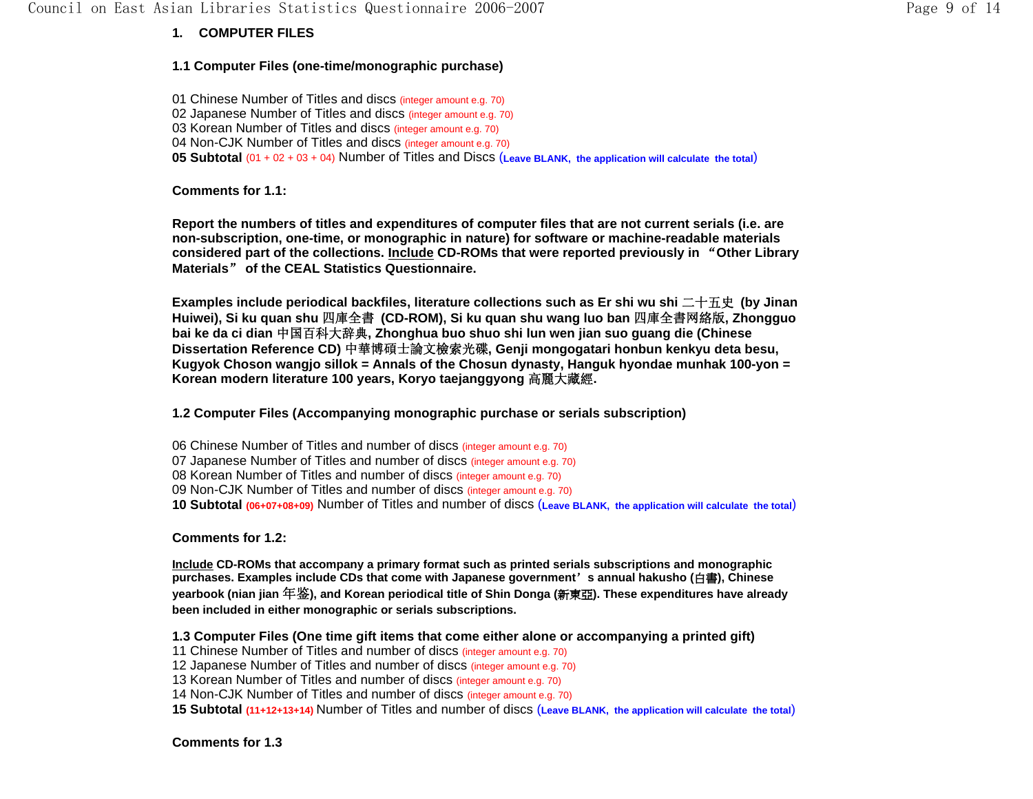## 1. COMPUTER FILES

### 1.1 Computer Files (one-time/monographic purchase)

01 Chinese Number of Titles and discs (integer amount e.g. 70)
02 Japanese Number of Titles and discs (integer amount e.g. 70)
03 Korean Number of Titles and discs (integer amount e.g. 70)
04 Non-CJK Number of Titles and discs (integer amount e.g. 70)
**05 Subtotal** (01 + 02 + 03 + 04) Number of Titles and Discs (**Leave BLANK, the application will calculate the total**)

**Comments for 1.1:**

**Report the numbers of titles and expenditures of computer files that are not current serials (i.e. are non-subscription, one-time, or monographic in nature) for software or machine-readable materials considered part of the collections. Include CD-ROMs that were reported previously in “Other Library Materials” of the CEAL Statistics Questionnaire.**

**Examples include periodical backfiles, literature collections such as Er shi wu shi 二十五史 (by Jinan Huiwei), Si ku quan shu 四庫全書 (CD-ROM), Si ku quan shu wang luo ban 四庫全書网絡版, Zhongguo bai ke da ci dian 中国百科大辞典, Zhonghua buo shuo shi lun wen jian suo guang die (Chinese Dissertation Reference CD) 中華博碩士論文檢索光碟, Genji mongogatari honbun kenkyu deta besu, Kugyok Choson wangjo sillok = Annals of the Chosun dynasty, Hanguk hyondae munhak 100-yon = Korean modern literature 100 years, Koryo taejanggyong 高麗大藏經.**

### 1.2 Computer Files (Accompanying monographic purchase or serials subscription)

06 Chinese Number of Titles and number of discs (integer amount e.g. 70)
07 Japanese Number of Titles and number of discs (integer amount e.g. 70)
08 Korean Number of Titles and number of discs (integer amount e.g. 70)
09 Non-CJK Number of Titles and number of discs (integer amount e.g. 70)
**10 Subtotal** (**06+07+08+09**) Number of Titles and number of discs (**Leave BLANK, the application will calculate the total**)

**Comments for 1.2:**

**Include CD-ROMs that accompany a primary format such as printed serials subscriptions and monographic purchases. Examples include CDs that come with Japanese government’s annual hakusho (白書), Chinese yearbook (nian jian 年鉴), and Korean periodical title of Shin Donga (新東亞). These expenditures have already been included in either monographic or serials subscriptions.**

### 1.3 Computer Files (One time gift items that come either alone or accompanying a printed gift)

11 Chinese Number of Titles and number of discs (integer amount e.g. 70)
12 Japanese Number of Titles and number of discs (integer amount e.g. 70)
13 Korean Number of Titles and number of discs (integer amount e.g. 70)
14 Non-CJK Number of Titles and number of discs (integer amount e.g. 70)
**15 Subtotal** (**11+12+13+14**) Number of Titles and number of discs (**Leave BLANK, the application will calculate the total**)

**Comments for 1.3**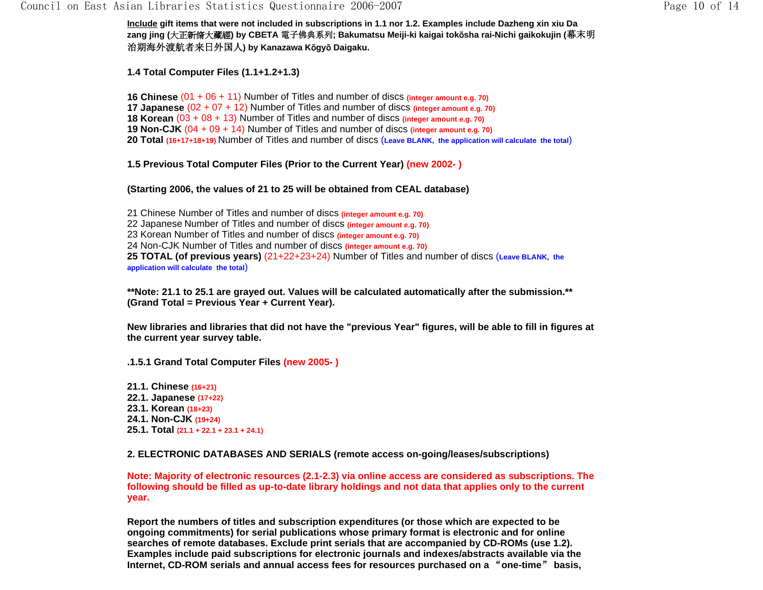**<u>Include</u> gift items that were not included in subscriptions in 1.1 nor 1.2. Examples include Dazheng xin xiu Da zang jing (大正新脩大藏經) by CBETA 電子佛典系列; Bakumatsu Meiji-ki kaigai tokōsha rai-Nichi gaikokujin (幕末明治期海外渡航者来日外国人) by Kanazawa Kōgyō Daigaku.**

**1.4 Total Computer Files (1.1+1.2+1.3)**

**16 Chinese** (01 + 06 + 11) Number of Titles and number of discs **(integer amount e.g. 70)**
**17 Japanese** (02 + 07 + 12) Number of Titles and number of discs **(integer amount e.g. 70)**
**18 Korean** (03 + 08 + 13) Number of Titles and number of discs **(integer amount e.g. 70)**
**19 Non-CJK** (04 + 09 + 14) Number of Titles and number of discs **(integer amount e.g. 70)**
**20 Total (16+17+18+19)** Number of Titles and number of discs (**Leave BLANK, the application will calculate the total**)

**1.5 Previous Total Computer Files (Prior to the Current Year) (new 2002- )**

**(Starting 2006, the values of 21 to 25 will be obtained from CEAL database)**

21 Chinese Number of Titles and number of discs **(integer amount e.g. 70)**
22 Japanese Number of Titles and number of discs **(integer amount e.g. 70)**
23 Korean Number of Titles and number of discs **(integer amount e.g. 70)**
24 Non-CJK Number of Titles and number of discs **(integer amount e.g. 70)**
**25 TOTAL (of previous years)** (21+22+23+24) Number of Titles and number of discs (**Leave BLANK, the application will calculate the total**)

**\*\*Note: 21.1 to 25.1 are grayed out. Values will be calculated automatically after the submission.\*\* (Grand Total = Previous Year + Current Year).**

**New libraries and libraries that did not have the "previous Year" figures, will be able to fill in figures at the current year survey table.**

**.1.5.1 Grand Total Computer Files (new 2005- )**

**21.1. Chinese (16+21)**
**22.1. Japanese (17+22)**
**23.1. Korean (18+23)**
**24.1. Non-CJK (19+24)**
**25.1. Total (21.1 + 22.1 + 23.1 + 24.1)**

**2. ELECTRONIC DATABASES AND SERIALS (remote access on-going/leases/subscriptions)**

**Note: Majority of electronic resources (2.1-2.3) via online access are considered as subscriptions. The following should be filled as up-to-date library holdings and not data that applies only to the current year.**

**Report the numbers of titles and subscription expenditures (or those which are expected to be ongoing commitments) for serial publications whose primary format is electronic and for online searches of remote databases. Exclude print serials that are accompanied by CD-ROMs (use 1.2). Examples include paid subscriptions for electronic journals and indexes/abstracts available via the Internet, CD-ROM serials and annual access fees for resources purchased on a “one-time” basis,**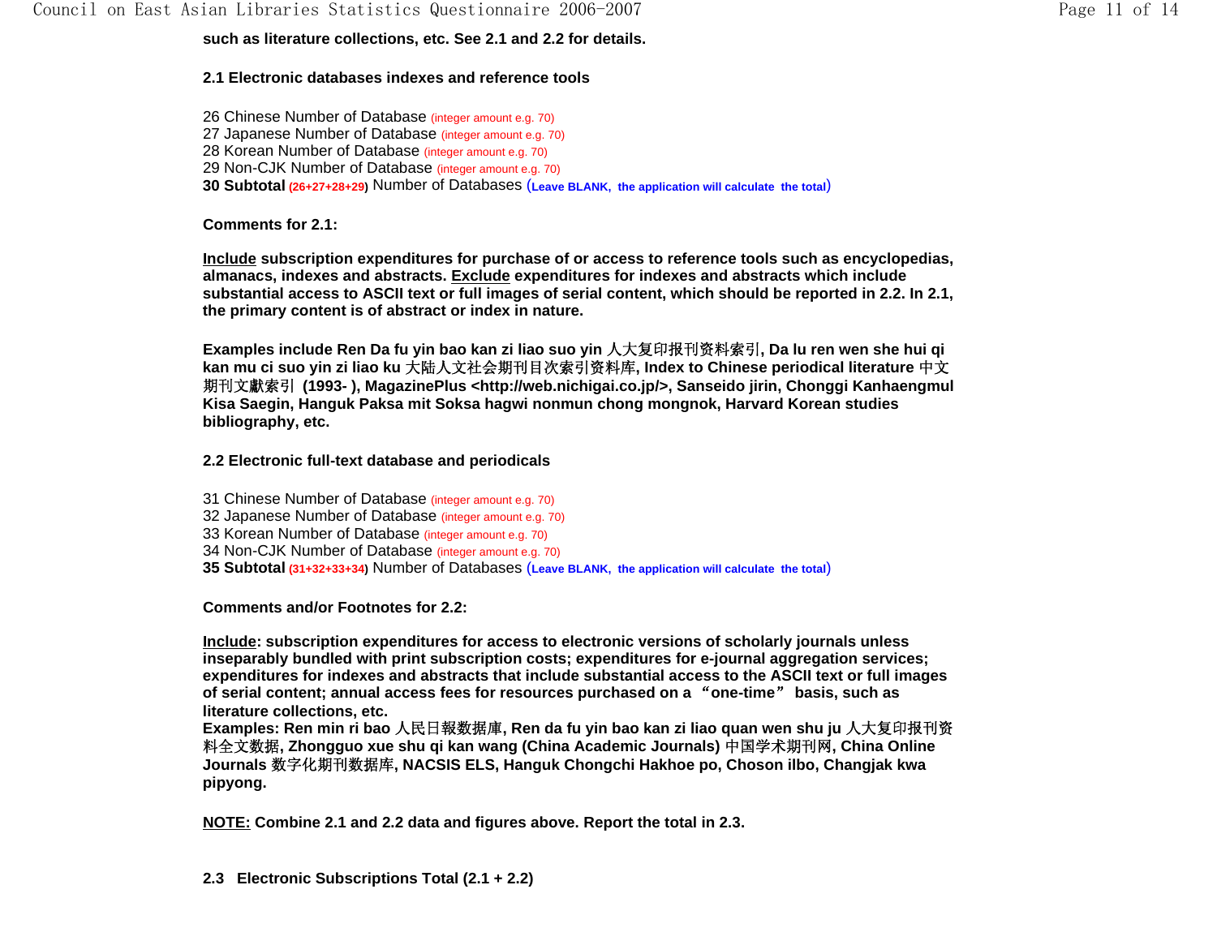**such as literature collections, etc. See 2.1 and 2.2 for details.**

**2.1 Electronic databases indexes and reference tools**

26 Chinese Number of Database (integer amount e.g. 70)
27 Japanese Number of Database (integer amount e.g. 70)
28 Korean Number of Database (integer amount e.g. 70)
29 Non-CJK Number of Database (integer amount e.g. 70)
**30 Subtotal (26+27+28+29)** Number of Databases (**Leave BLANK, the application will calculate the total**)

**Comments for 2.1:**

**Include subscription expenditures for purchase of or access to reference tools such as encyclopedias, almanacs, indexes and abstracts. Exclude expenditures for indexes and abstracts which include substantial access to ASCII text or full images of serial content, which should be reported in 2.2. In 2.1, the primary content is of abstract or index in nature.**

**Examples include Ren Da fu yin bao kan zi liao suo yin 人大复印报刊资料索引, Da lu ren wen she hui qi kan mu ci suo yin zi liao ku 大陆人文社会期刊目次索引资料库, Index to Chinese periodical literature 中文期刊文獻索引 (1993- ), MagazinePlus <http://web.nichigai.co.jp/>, Sanseido jirin, Chonggi Kanhaengmul Kisa Saegin, Hanguk Paksa mit Soksa hagwi nonmun chong mongnok, Harvard Korean studies bibliography, etc.**

**2.2 Electronic full-text database and periodicals**

31 Chinese Number of Database (integer amount e.g. 70)
32 Japanese Number of Database (integer amount e.g. 70)
33 Korean Number of Database (integer amount e.g. 70)
34 Non-CJK Number of Database (integer amount e.g. 70)
**35 Subtotal (31+32+33+34)** Number of Databases (**Leave BLANK, the application will calculate the total**)

**Comments and/or Footnotes for 2.2:**

**Include: subscription expenditures for access to electronic versions of scholarly journals unless inseparably bundled with print subscription costs; expenditures for e-journal aggregation services; expenditures for indexes and abstracts that include substantial access to the ASCII text or full images of serial content; annual access fees for resources purchased on a "one-time" basis, such as literature collections, etc.**
**Examples: Ren min ri bao 人民日報数据庫, Ren da fu yin bao kan zi liao quan wen shu ju 人大复印报刊资料全文数据, Zhongguo xue shu qi kan wang (China Academic Journals) 中国学术期刊网, China Online Journals 数字化期刊数据库, NACSIS ELS, Hanguk Chongchi Hakhoe po, Choson ilbo, Changjak kwa pipyong.**

**NOTE: Combine 2.1 and 2.2 data and figures above. Report the total in 2.3.**

**2.3 Electronic Subscriptions Total (2.1 + 2.2)**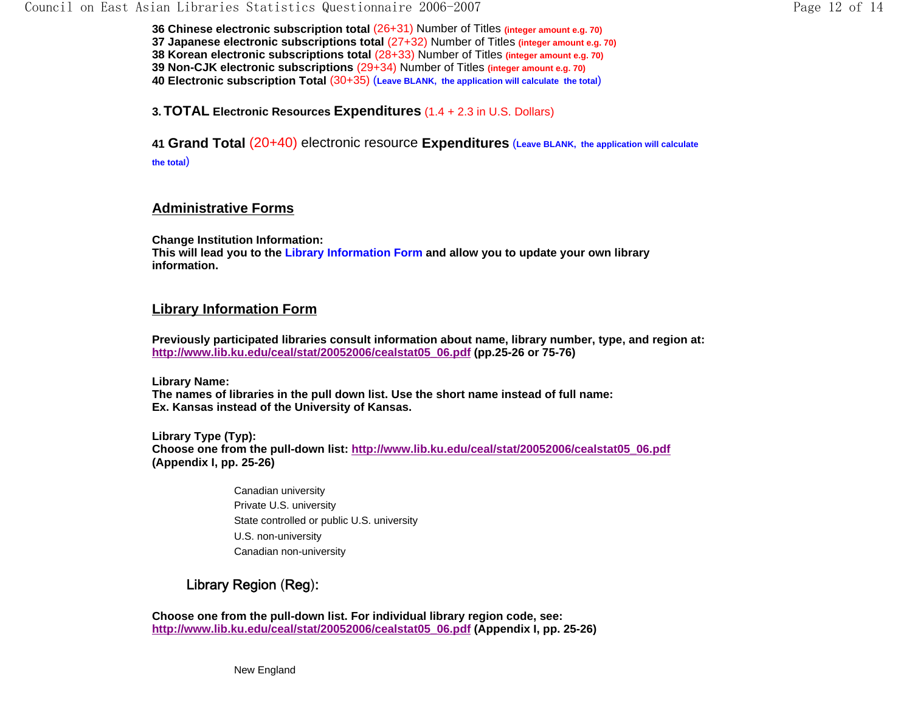**36 Chinese electronic subscription total** (26+31) Number of Titles **(integer amount e.g. 70)**
**37 Japanese electronic subscriptions total** (27+32) Number of Titles **(integer amount e.g. 70)**
**38 Korean electronic subscriptions total** (28+33) Number of Titles **(integer amount e.g. 70)**
**39 Non-CJK electronic subscriptions** (29+34) Number of Titles **(integer amount e.g. 70)**
**40 Electronic subscription Total** (30+35) (**Leave BLANK, the application will calculate the total**)

**3. TOTAL Electronic Resources Expenditures** (1.4 + 2.3 in U.S. Dollars)

**41 Grand Total** (20+40) electronic resource **Expenditures** (**Leave BLANK, the application will calculate the total**)

## Administrative Forms

**Change Institution Information:**
**This will lead you to the Library Information Form and allow you to update your own library information.**

## Library Information Form

**Previously participated libraries consult information about name, library number, type, and region at: http://www.lib.ku.edu/ceal/stat/20052006/cealstat05_06.pdf (pp.25-26 or 75-76)**

**Library Name:**
**The names of libraries in the pull down list. Use the short name instead of full name:**
**Ex. Kansas instead of the University of Kansas.**

**Library Type (Typ):**
**Choose one from the pull-down list: http://www.lib.ku.edu/ceal/stat/20052006/cealstat05_06.pdf (Appendix I, pp. 25-26)**

- Canadian university
- Private U.S. university
- State controlled or public U.S. university
- U.S. non-university
- Canadian non-university

Library Region (Reg):

**Choose one from the pull-down list. For individual library region code, see: http://www.lib.ku.edu/ceal/stat/20052006/cealstat05_06.pdf (Appendix I, pp. 25-26)**

- New England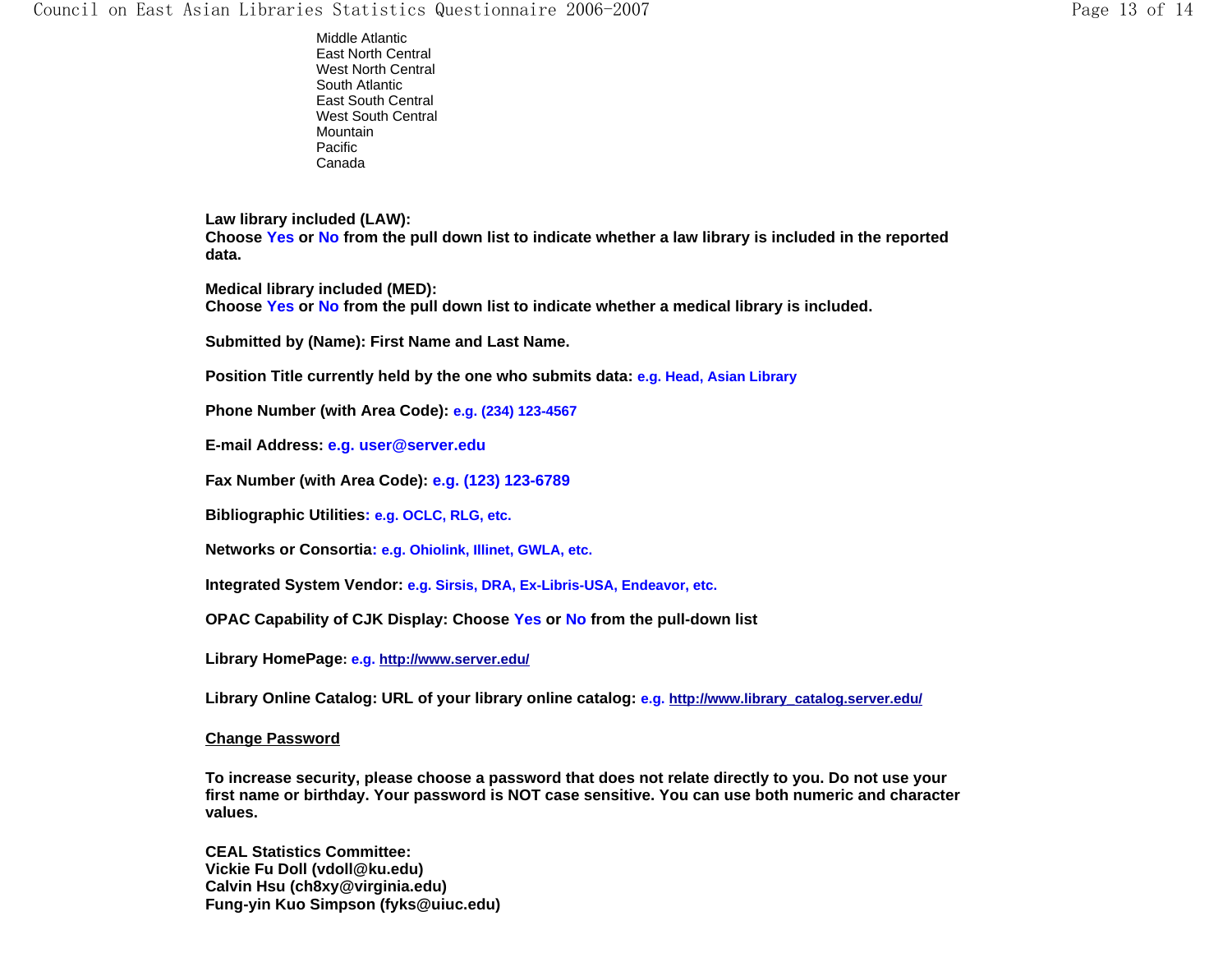Middle Atlantic
East North Central
West North Central
South Atlantic
East South Central
West South Central
Mountain
Pacific
Canada

**Law library included (LAW):**
**Choose Yes or No from the pull down list to indicate whether a law library is included in the reported data.**

**Medical library included (MED):**
**Choose Yes or No from the pull down list to indicate whether a medical library is included.**

**Submitted by (Name): First Name and Last Name.**

**Position Title currently held by the one who submits data: e.g. Head, Asian Library**

**Phone Number (with Area Code): e.g. (234) 123-4567**

**E-mail Address: e.g. user@server.edu**

**Fax Number (with Area Code): e.g. (123) 123-6789**

**Bibliographic Utilities: e.g. OCLC, RLG, etc.**

**Networks or Consortia: e.g. Ohiolink, Illinet, GWLA, etc.**

**Integrated System Vendor: e.g. Sirsis, DRA, Ex-Libris-USA, Endeavor, etc.**

**OPAC Capability of CJK Display: Choose Yes or No from the pull-down list**

**Library HomePage: e.g. http://www.server.edu/**

**Library Online Catalog: URL of your library online catalog: e.g. http://www.library_catalog.server.edu/**

**Change Password**

**To increase security, please choose a password that does not relate directly to you. Do not use your first name or birthday. Your password is NOT case sensitive. You can use both numeric and character values.**

**CEAL Statistics Committee:**
**Vickie Fu Doll (vdoll@ku.edu)**
**Calvin Hsu (ch8xy@virginia.edu)**
**Fung-yin Kuo Simpson (fyks@uiuc.edu)**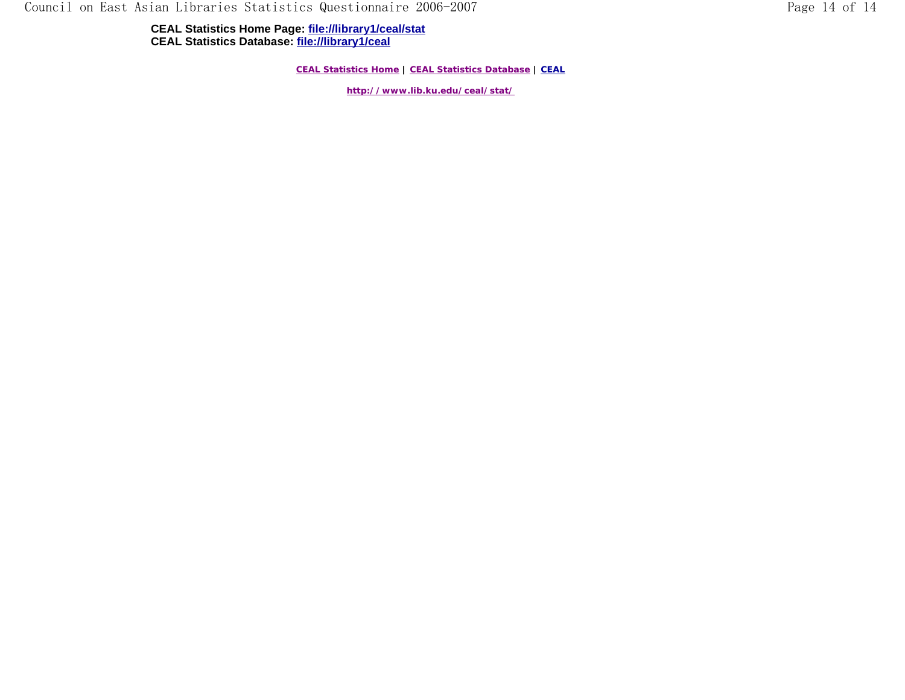**CEAL Statistics Home Page: file://library1/ceal/stat**
**CEAL Statistics Database: file://library1/ceal**

**CEAL Statistics Home | CEAL Statistics Database | CEAL**

**http://www.lib.ku.edu/ceal/stat/**